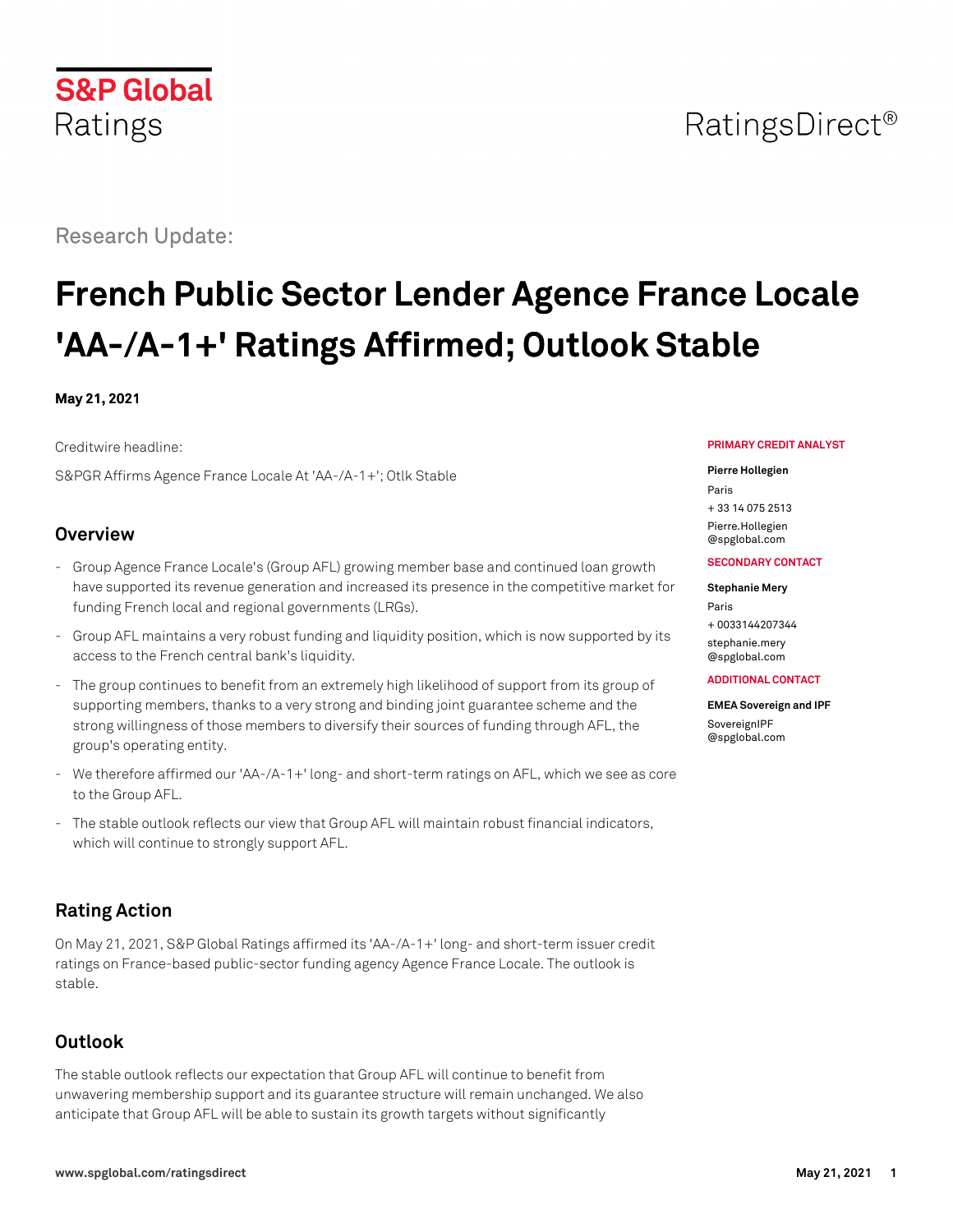S&P Global Ratings

RatingsDirect®

Research Update:

# French Public Sector Lender Agence France Locale 'AA-/A-1+' Ratings Affirmed; Outlook Stable

**May 21, 2021**

Creditwire headline:

S&PGR Affirms Agence France Locale At 'AA-/A-1+'; Otlk Stable

**PRIMARY CREDIT ANALYST**

**Pierre Hollegien**
Paris
+ 33 14 075 2513
Pierre.Hollegien@spglobal.com

**SECONDARY CONTACT**

**Stephanie Mery**
Paris
+ 0033144207344
stephanie.mery@spglobal.com

**ADDITIONAL CONTACT**

**EMEA Sovereign and IPF**
SovereignIPF@spglobal.com

## Overview

- Group Agence France Locale's (Group AFL) growing member base and continued loan growth have supported its revenue generation and increased its presence in the competitive market for funding French local and regional governments (LRGs).
- Group AFL maintains a very robust funding and liquidity position, which is now supported by its access to the French central bank's liquidity.
- The group continues to benefit from an extremely high likelihood of support from its group of supporting members, thanks to a very strong and binding joint guarantee scheme and the strong willingness of those members to diversify their sources of funding through AFL, the group's operating entity.
- We therefore affirmed our 'AA-/A-1+' long- and short-term ratings on AFL, which we see as core to the Group AFL.
- The stable outlook reflects our view that Group AFL will maintain robust financial indicators, which will continue to strongly support AFL.

## Rating Action

On May 21, 2021, S&P Global Ratings affirmed its 'AA-/A-1+' long- and short-term issuer credit ratings on France-based public-sector funding agency Agence France Locale. The outlook is stable.

## Outlook

The stable outlook reflects our expectation that Group AFL will continue to benefit from unwavering membership support and its guarantee structure will remain unchanged. We also anticipate that Group AFL will be able to sustain its growth targets without significantly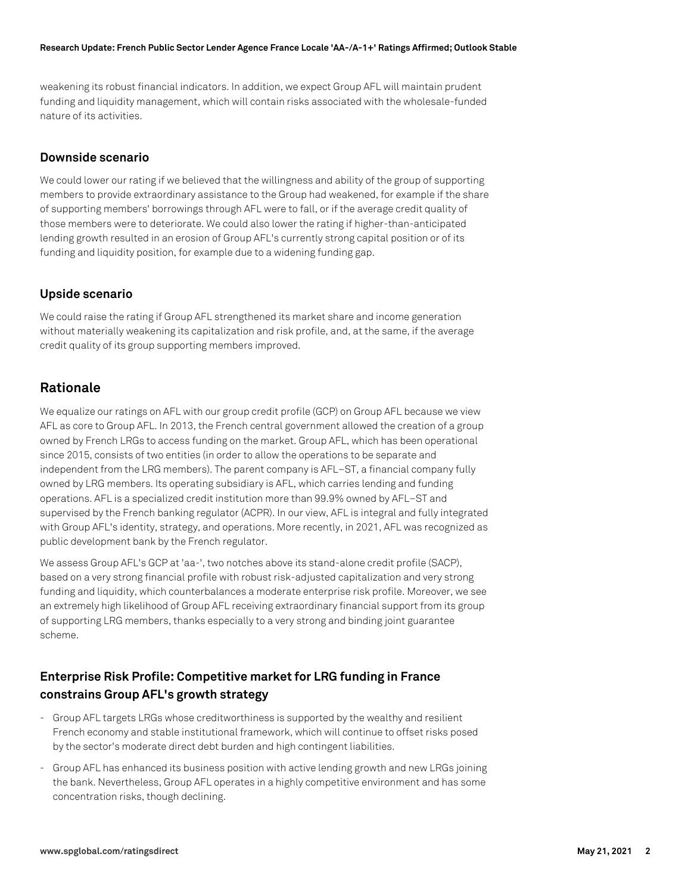weakening its robust financial indicators. In addition, we expect Group AFL will maintain prudent funding and liquidity management, which will contain risks associated with the wholesale-funded nature of its activities.

### Downside scenario

We could lower our rating if we believed that the willingness and ability of the group of supporting members to provide extraordinary assistance to the Group had weakened, for example if the share of supporting members' borrowings through AFL were to fall, or if the average credit quality of those members were to deteriorate. We could also lower the rating if higher-than-anticipated lending growth resulted in an erosion of Group AFL's currently strong capital position or of its funding and liquidity position, for example due to a widening funding gap.

### Upside scenario

We could raise the rating if Group AFL strengthened its market share and income generation without materially weakening its capitalization and risk profile, and, at the same, if the average credit quality of its group supporting members improved.

## Rationale

We equalize our ratings on AFL with our group credit profile (GCP) on Group AFL because we view AFL as core to Group AFL. In 2013, the French central government allowed the creation of a group owned by French LRGs to access funding on the market. Group AFL, which has been operational since 2015, consists of two entities (in order to allow the operations to be separate and independent from the LRG members). The parent company is AFL–ST, a financial company fully owned by LRG members. Its operating subsidiary is AFL, which carries lending and funding operations. AFL is a specialized credit institution more than 99.9% owned by AFL–ST and supervised by the French banking regulator (ACPR). In our view, AFL is integral and fully integrated with Group AFL's identity, strategy, and operations. More recently, in 2021, AFL was recognized as public development bank by the French regulator.

We assess Group AFL's GCP at 'aa-', two notches above its stand-alone credit profile (SACP), based on a very strong financial profile with robust risk-adjusted capitalization and very strong funding and liquidity, which counterbalances a moderate enterprise risk profile. Moreover, we see an extremely high likelihood of Group AFL receiving extraordinary financial support from its group of supporting LRG members, thanks especially to a very strong and binding joint guarantee scheme.

### Enterprise Risk Profile: Competitive market for LRG funding in France constrains Group AFL's growth strategy

- Group AFL targets LRGs whose creditworthiness is supported by the wealthy and resilient French economy and stable institutional framework, which will continue to offset risks posed by the sector's moderate direct debt burden and high contingent liabilities.
- Group AFL has enhanced its business position with active lending growth and new LRGs joining the bank. Nevertheless, Group AFL operates in a highly competitive environment and has some concentration risks, though declining.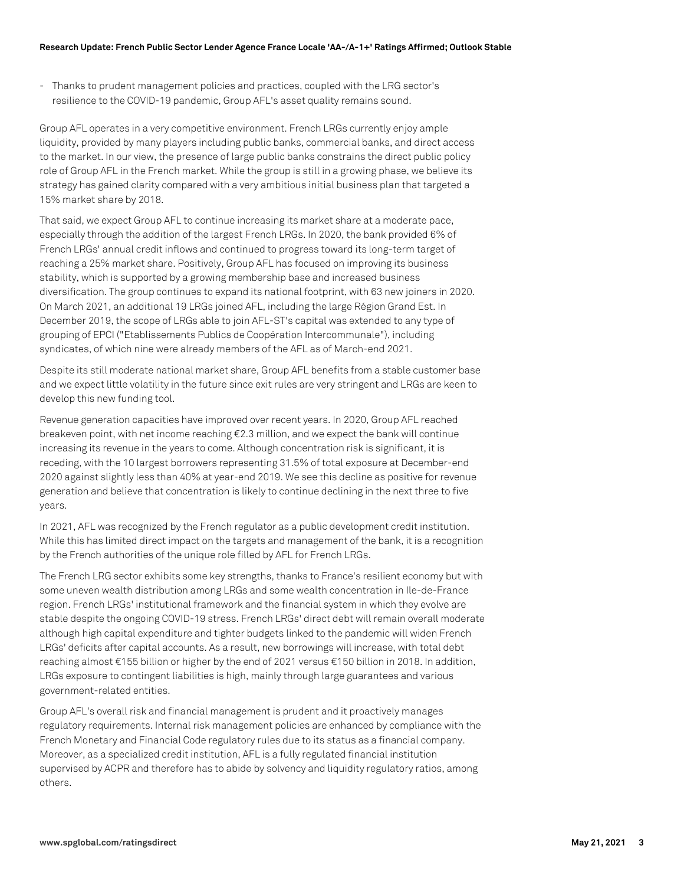- Thanks to prudent management policies and practices, coupled with the LRG sector's resilience to the COVID-19 pandemic, Group AFL's asset quality remains sound.

Group AFL operates in a very competitive environment. French LRGs currently enjoy ample liquidity, provided by many players including public banks, commercial banks, and direct access to the market. In our view, the presence of large public banks constrains the direct public policy role of Group AFL in the French market. While the group is still in a growing phase, we believe its strategy has gained clarity compared with a very ambitious initial business plan that targeted a 15% market share by 2018.

That said, we expect Group AFL to continue increasing its market share at a moderate pace, especially through the addition of the largest French LRGs. In 2020, the bank provided 6% of French LRGs' annual credit inflows and continued to progress toward its long-term target of reaching a 25% market share. Positively, Group AFL has focused on improving its business stability, which is supported by a growing membership base and increased business diversification. The group continues to expand its national footprint, with 63 new joiners in 2020. On March 2021, an additional 19 LRGs joined AFL, including the large Région Grand Est. In December 2019, the scope of LRGs able to join AFL-ST's capital was extended to any type of grouping of EPCI ("Etablissements Publics de Coopération Intercommunale"), including syndicates, of which nine were already members of the AFL as of March-end 2021.

Despite its still moderate national market share, Group AFL benefits from a stable customer base and we expect little volatility in the future since exit rules are very stringent and LRGs are keen to develop this new funding tool.

Revenue generation capacities have improved over recent years. In 2020, Group AFL reached breakeven point, with net income reaching €2.3 million, and we expect the bank will continue increasing its revenue in the years to come. Although concentration risk is significant, it is receding, with the 10 largest borrowers representing 31.5% of total exposure at December-end 2020 against slightly less than 40% at year-end 2019. We see this decline as positive for revenue generation and believe that concentration is likely to continue declining in the next three to five years.

In 2021, AFL was recognized by the French regulator as a public development credit institution. While this has limited direct impact on the targets and management of the bank, it is a recognition by the French authorities of the unique role filled by AFL for French LRGs.

The French LRG sector exhibits some key strengths, thanks to France's resilient economy but with some uneven wealth distribution among LRGs and some wealth concentration in Ile-de-France region. French LRGs' institutional framework and the financial system in which they evolve are stable despite the ongoing COVID-19 stress. French LRGs' direct debt will remain overall moderate although high capital expenditure and tighter budgets linked to the pandemic will widen French LRGs' deficits after capital accounts. As a result, new borrowings will increase, with total debt reaching almost €155 billion or higher by the end of 2021 versus €150 billion in 2018. In addition, LRGs exposure to contingent liabilities is high, mainly through large guarantees and various government-related entities.

Group AFL's overall risk and financial management is prudent and it proactively manages regulatory requirements. Internal risk management policies are enhanced by compliance with the French Monetary and Financial Code regulatory rules due to its status as a financial company. Moreover, as a specialized credit institution, AFL is a fully regulated financial institution supervised by ACPR and therefore has to abide by solvency and liquidity regulatory ratios, among others.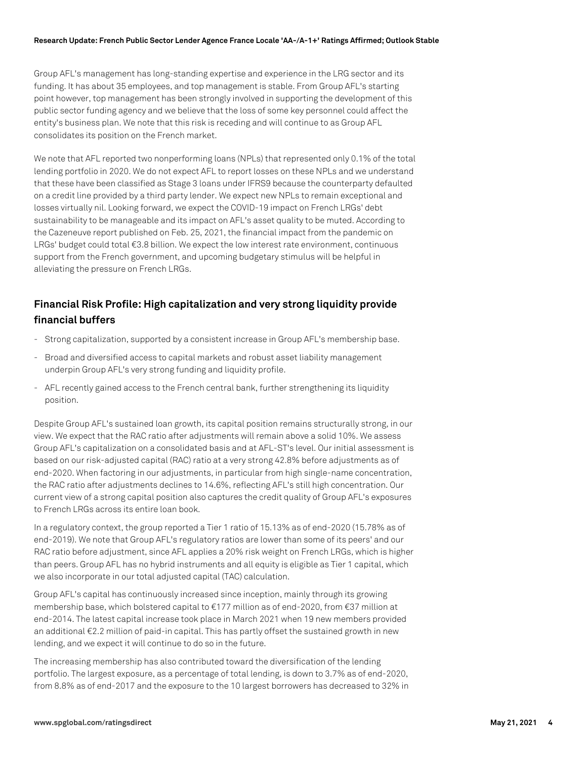Group AFL's management has long-standing expertise and experience in the LRG sector and its funding. It has about 35 employees, and top management is stable. From Group AFL's starting point however, top management has been strongly involved in supporting the development of this public sector funding agency and we believe that the loss of some key personnel could affect the entity's business plan. We note that this risk is receding and will continue to as Group AFL consolidates its position on the French market.

We note that AFL reported two nonperforming loans (NPLs) that represented only 0.1% of the total lending portfolio in 2020. We do not expect AFL to report losses on these NPLs and we understand that these have been classified as Stage 3 loans under IFRS9 because the counterparty defaulted on a credit line provided by a third party lender. We expect new NPLs to remain exceptional and losses virtually nil. Looking forward, we expect the COVID-19 impact on French LRGs' debt sustainability to be manageable and its impact on AFL's asset quality to be muted. According to the Cazeneuve report published on Feb. 25, 2021, the financial impact from the pandemic on LRGs' budget could total €3.8 billion. We expect the low interest rate environment, continuous support from the French government, and upcoming budgetary stimulus will be helpful in alleviating the pressure on French LRGs.

## Financial Risk Profile: High capitalization and very strong liquidity provide financial buffers

- Strong capitalization, supported by a consistent increase in Group AFL's membership base.
- Broad and diversified access to capital markets and robust asset liability management underpin Group AFL's very strong funding and liquidity profile.
- AFL recently gained access to the French central bank, further strengthening its liquidity position.

Despite Group AFL's sustained loan growth, its capital position remains structurally strong, in our view. We expect that the RAC ratio after adjustments will remain above a solid 10%. We assess Group AFL's capitalization on a consolidated basis and at AFL-ST's level. Our initial assessment is based on our risk-adjusted capital (RAC) ratio at a very strong 42.8% before adjustments as of end-2020. When factoring in our adjustments, in particular from high single-name concentration, the RAC ratio after adjustments declines to 14.6%, reflecting AFL's still high concentration. Our current view of a strong capital position also captures the credit quality of Group AFL's exposures to French LRGs across its entire loan book.

In a regulatory context, the group reported a Tier 1 ratio of 15.13% as of end-2020 (15.78% as of end-2019). We note that Group AFL's regulatory ratios are lower than some of its peers' and our RAC ratio before adjustment, since AFL applies a 20% risk weight on French LRGs, which is higher than peers. Group AFL has no hybrid instruments and all equity is eligible as Tier 1 capital, which we also incorporate in our total adjusted capital (TAC) calculation.

Group AFL's capital has continuously increased since inception, mainly through its growing membership base, which bolstered capital to €177 million as of end-2020, from €37 million at end-2014. The latest capital increase took place in March 2021 when 19 new members provided an additional €2.2 million of paid-in capital. This has partly offset the sustained growth in new lending, and we expect it will continue to do so in the future.

The increasing membership has also contributed toward the diversification of the lending portfolio. The largest exposure, as a percentage of total lending, is down to 3.7% as of end-2020, from 8.8% as of end-2017 and the exposure to the 10 largest borrowers has decreased to 32% in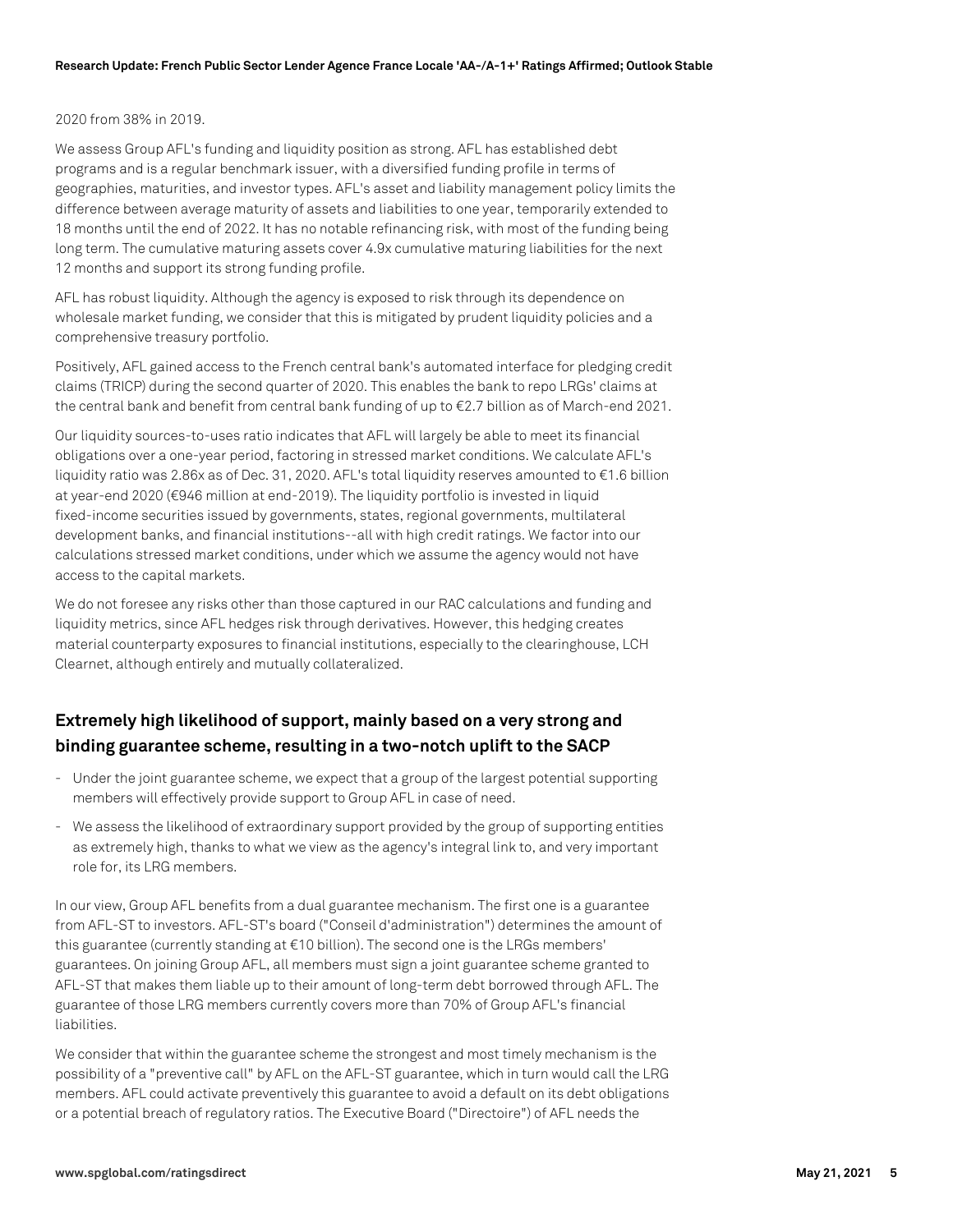2020 from 38% in 2019.

We assess Group AFL's funding and liquidity position as strong. AFL has established debt programs and is a regular benchmark issuer, with a diversified funding profile in terms of geographies, maturities, and investor types. AFL's asset and liability management policy limits the difference between average maturity of assets and liabilities to one year, temporarily extended to 18 months until the end of 2022. It has no notable refinancing risk, with most of the funding being long term. The cumulative maturing assets cover 4.9x cumulative maturing liabilities for the next 12 months and support its strong funding profile.

AFL has robust liquidity. Although the agency is exposed to risk through its dependence on wholesale market funding, we consider that this is mitigated by prudent liquidity policies and a comprehensive treasury portfolio.

Positively, AFL gained access to the French central bank's automated interface for pledging credit claims (TRICP) during the second quarter of 2020. This enables the bank to repo LRGs' claims at the central bank and benefit from central bank funding of up to €2.7 billion as of March-end 2021.

Our liquidity sources-to-uses ratio indicates that AFL will largely be able to meet its financial obligations over a one-year period, factoring in stressed market conditions. We calculate AFL's liquidity ratio was 2.86x as of Dec. 31, 2020. AFL's total liquidity reserves amounted to €1.6 billion at year-end 2020 (€946 million at end-2019). The liquidity portfolio is invested in liquid fixed-income securities issued by governments, states, regional governments, multilateral development banks, and financial institutions--all with high credit ratings. We factor into our calculations stressed market conditions, under which we assume the agency would not have access to the capital markets.

We do not foresee any risks other than those captured in our RAC calculations and funding and liquidity metrics, since AFL hedges risk through derivatives. However, this hedging creates material counterparty exposures to financial institutions, especially to the clearinghouse, LCH Clearnet, although entirely and mutually collateralized.

## Extremely high likelihood of support, mainly based on a very strong and binding guarantee scheme, resulting in a two-notch uplift to the SACP

- Under the joint guarantee scheme, we expect that a group of the largest potential supporting members will effectively provide support to Group AFL in case of need.
- We assess the likelihood of extraordinary support provided by the group of supporting entities as extremely high, thanks to what we view as the agency's integral link to, and very important role for, its LRG members.

In our view, Group AFL benefits from a dual guarantee mechanism. The first one is a guarantee from AFL-ST to investors. AFL-ST's board ("Conseil d'administration") determines the amount of this guarantee (currently standing at €10 billion). The second one is the LRGs members' guarantees. On joining Group AFL, all members must sign a joint guarantee scheme granted to AFL-ST that makes them liable up to their amount of long-term debt borrowed through AFL. The guarantee of those LRG members currently covers more than 70% of Group AFL's financial liabilities.

We consider that within the guarantee scheme the strongest and most timely mechanism is the possibility of a "preventive call" by AFL on the AFL-ST guarantee, which in turn would call the LRG members. AFL could activate preventively this guarantee to avoid a default on its debt obligations or a potential breach of regulatory ratios. The Executive Board ("Directoire") of AFL needs the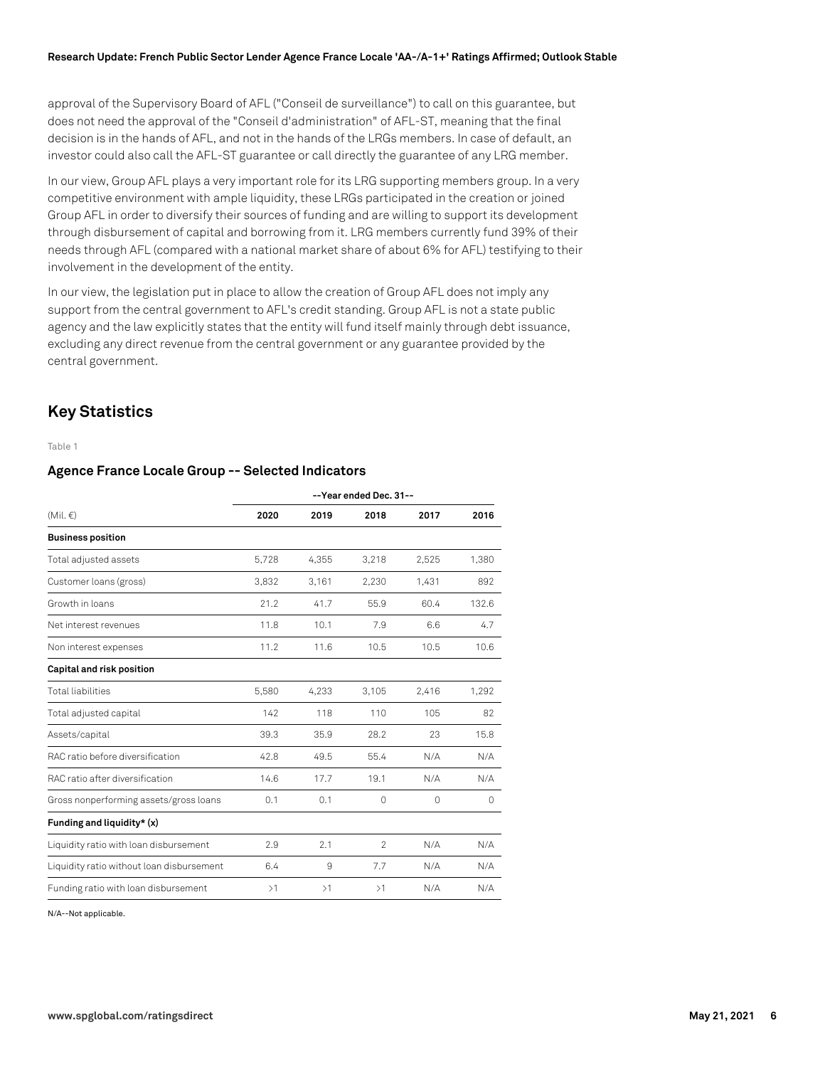approval of the Supervisory Board of AFL ("Conseil de surveillance") to call on this guarantee, but does not need the approval of the "Conseil d'administration" of AFL-ST, meaning that the final decision is in the hands of AFL, and not in the hands of the LRGs members. In case of default, an investor could also call the AFL-ST guarantee or call directly the guarantee of any LRG member.

In our view, Group AFL plays a very important role for its LRG supporting members group. In a very competitive environment with ample liquidity, these LRGs participated in the creation or joined Group AFL in order to diversify their sources of funding and are willing to support its development through disbursement of capital and borrowing from it. LRG members currently fund 39% of their needs through AFL (compared with a national market share of about 6% for AFL) testifying to their involvement in the development of the entity.

In our view, the legislation put in place to allow the creation of Group AFL does not imply any support from the central government to AFL's credit standing. Group AFL is not a state public agency and the law explicitly states that the entity will fund itself mainly through debt issuance, excluding any direct revenue from the central government or any guarantee provided by the central government.

## Key Statistics

Table 1

### Agence France Locale Group -- Selected Indicators

| | --Year ended Dec. 31-- | | | | |
|---|---|---|---|---|---|
| (Mil. €) | 2020 | 2019 | 2018 | 2017 | 2016 |
| **Business position** | | | | | |
| Total adjusted assets | 5,728 | 4,355 | 3,218 | 2,525 | 1,380 |
| Customer loans (gross) | 3,832 | 3,161 | 2,230 | 1,431 | 892 |
| Growth in loans | 21.2 | 41.7 | 55.9 | 60.4 | 132.6 |
| Net interest revenues | 11.8 | 10.1 | 7.9 | 6.6 | 4.7 |
| Non interest expenses | 11.2 | 11.6 | 10.5 | 10.5 | 10.6 |
| **Capital and risk position** | | | | | |
| Total liabilities | 5,580 | 4,233 | 3,105 | 2,416 | 1,292 |
| Total adjusted capital | 142 | 118 | 110 | 105 | 82 |
| Assets/capital | 39.3 | 35.9 | 28.2 | 23 | 15.8 |
| RAC ratio before diversification | 42.8 | 49.5 | 55.4 | N/A | N/A |
| RAC ratio after diversification | 14.6 | 17.7 | 19.1 | N/A | N/A |
| Gross nonperforming assets/gross loans | 0.1 | 0.1 | 0 | 0 | 0 |
| **Funding and liquidity* (x)** | | | | | |
| Liquidity ratio with loan disbursement | 2.9 | 2.1 | 2 | N/A | N/A |
| Liquidity ratio without loan disbursement | 6.4 | 9 | 7.7 | N/A | N/A |
| Funding ratio with loan disbursement | >1 | >1 | >1 | N/A | N/A |

N/A--Not applicable.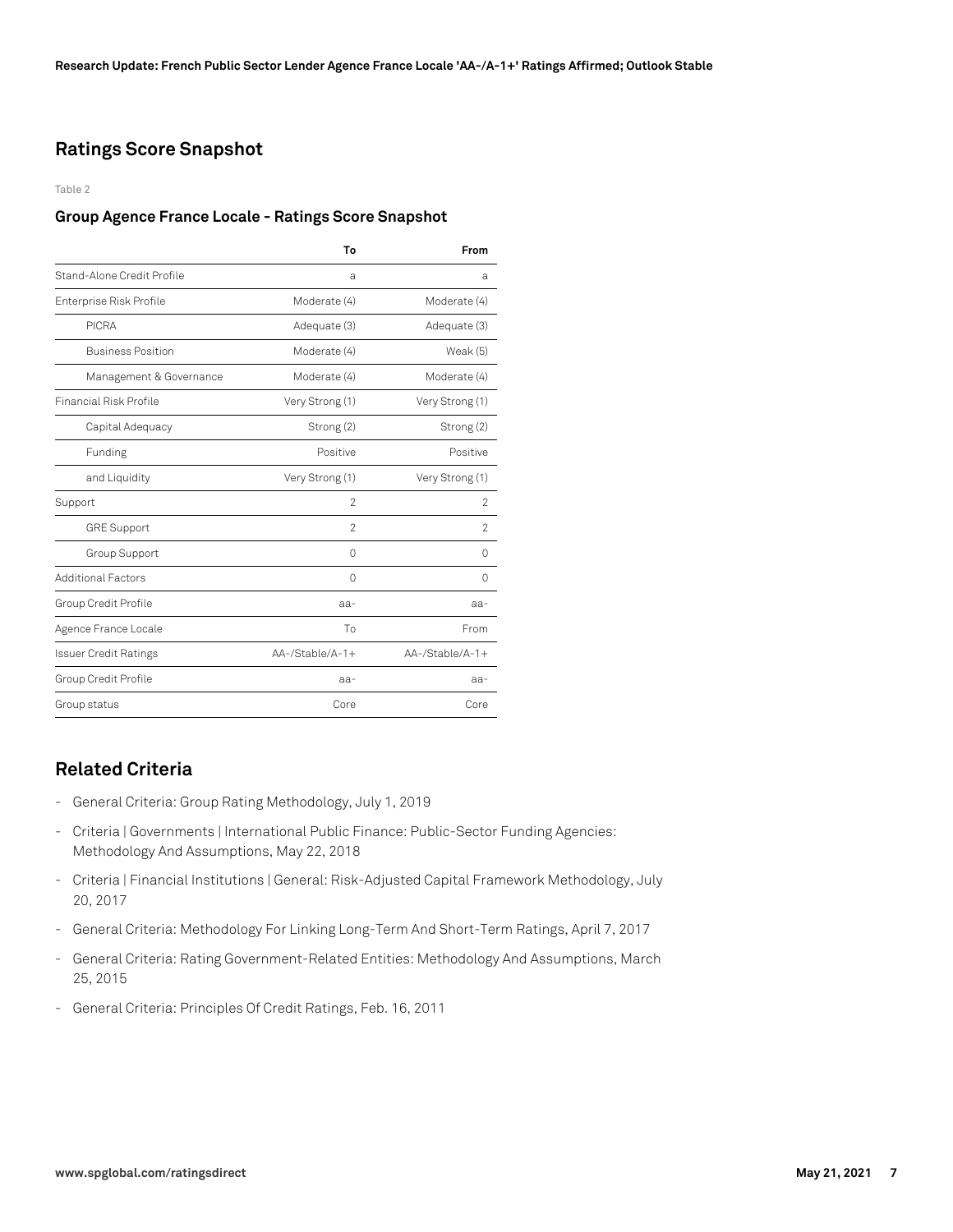## Ratings Score Snapshot

Table 2

### Group Agence France Locale - Ratings Score Snapshot

| | To | From |
|---|---|---|
| Stand-Alone Credit Profile | a | a |
| Enterprise Risk Profile | Moderate (4) | Moderate (4) |
| PICRA | Adequate (3) | Adequate (3) |
| Business Position | Moderate (4) | Weak (5) |
| Management & Governance | Moderate (4) | Moderate (4) |
| Financial Risk Profile | Very Strong (1) | Very Strong (1) |
| Capital Adequacy | Strong (2) | Strong (2) |
| Funding | Positive | Positive |
| and Liquidity | Very Strong (1) | Very Strong (1) |
| Support | 2 | 2 |
| GRE Support | 2 | 2 |
| Group Support | 0 | 0 |
| Additional Factors | 0 | 0 |
| Group Credit Profile | aa- | aa- |
| Agence France Locale | To | From |
| Issuer Credit Ratings | AA-/Stable/A-1+ | AA-/Stable/A-1+ |
| Group Credit Profile | aa- | aa- |
| Group status | Core | Core |

## Related Criteria

- General Criteria: Group Rating Methodology, July 1, 2019
- Criteria | Governments | International Public Finance: Public-Sector Funding Agencies: Methodology And Assumptions, May 22, 2018
- Criteria | Financial Institutions | General: Risk-Adjusted Capital Framework Methodology, July 20, 2017
- General Criteria: Methodology For Linking Long-Term And Short-Term Ratings, April 7, 2017
- General Criteria: Rating Government-Related Entities: Methodology And Assumptions, March 25, 2015
- General Criteria: Principles Of Credit Ratings, Feb. 16, 2011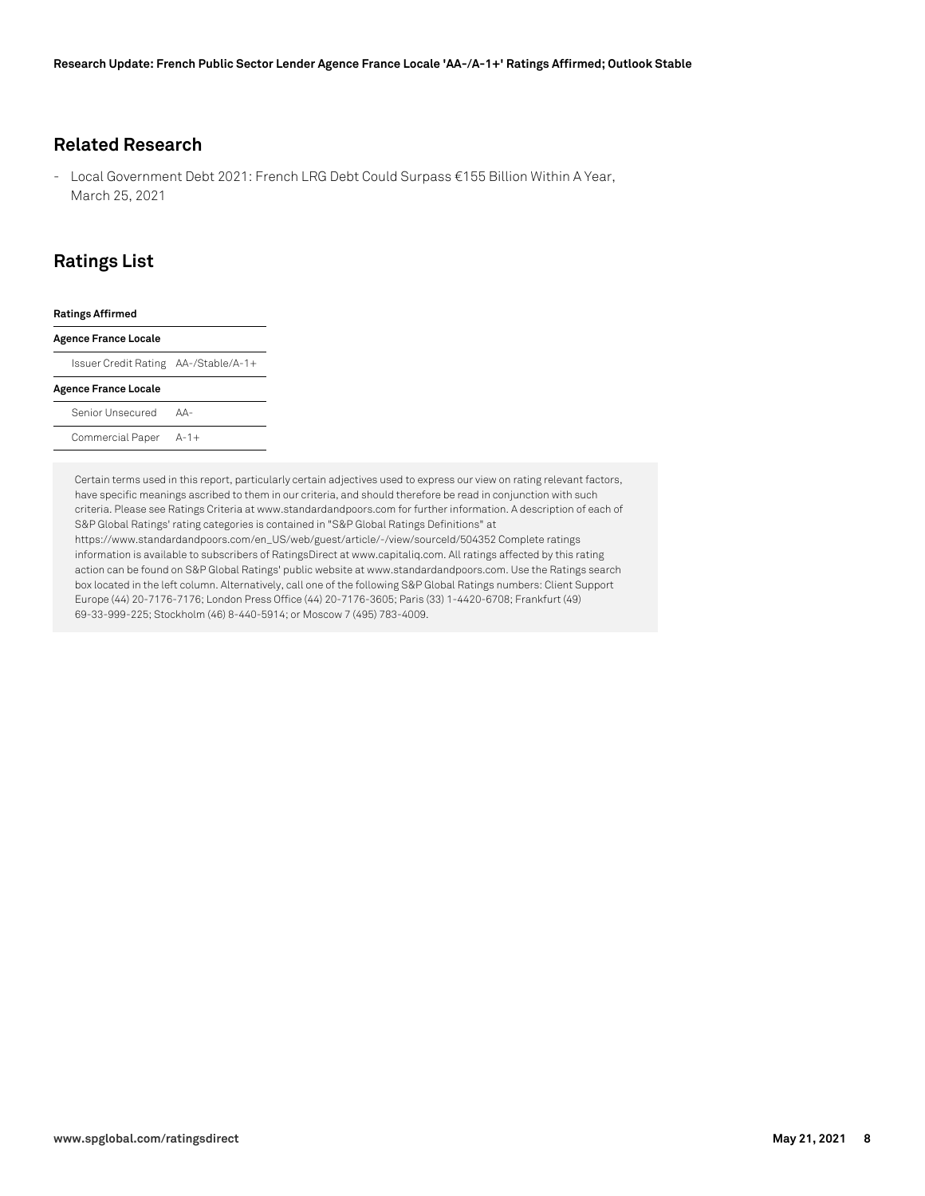## Related Research

- Local Government Debt 2021: French LRG Debt Could Surpass €155 Billion Within A Year, March 25, 2021

## Ratings List

| Ratings Affirmed | |
|---|---|
| **Agence France Locale** | |
| Issuer Credit Rating | AA-/Stable/A-1+ |
| **Agence France Locale** | |
| Senior Unsecured | AA- |
| Commercial Paper | A-1+ |

Certain terms used in this report, particularly certain adjectives used to express our view on rating relevant factors, have specific meanings ascribed to them in our criteria, and should therefore be read in conjunction with such criteria. Please see Ratings Criteria at www.standardandpoors.com for further information. A description of each of S&P Global Ratings' rating categories is contained in "S&P Global Ratings Definitions" at https://www.standardandpoors.com/en_US/web/guest/article/-/view/sourceId/504352 Complete ratings information is available to subscribers of RatingsDirect at www.capitaliq.com. All ratings affected by this rating action can be found on S&P Global Ratings' public website at www.standardandpoors.com. Use the Ratings search box located in the left column. Alternatively, call one of the following S&P Global Ratings numbers: Client Support Europe (44) 20-7176-7176; London Press Office (44) 20-7176-3605; Paris (33) 1-4420-6708; Frankfurt (49) 69-33-999-225; Stockholm (46) 8-440-5914; or Moscow 7 (495) 783-4009.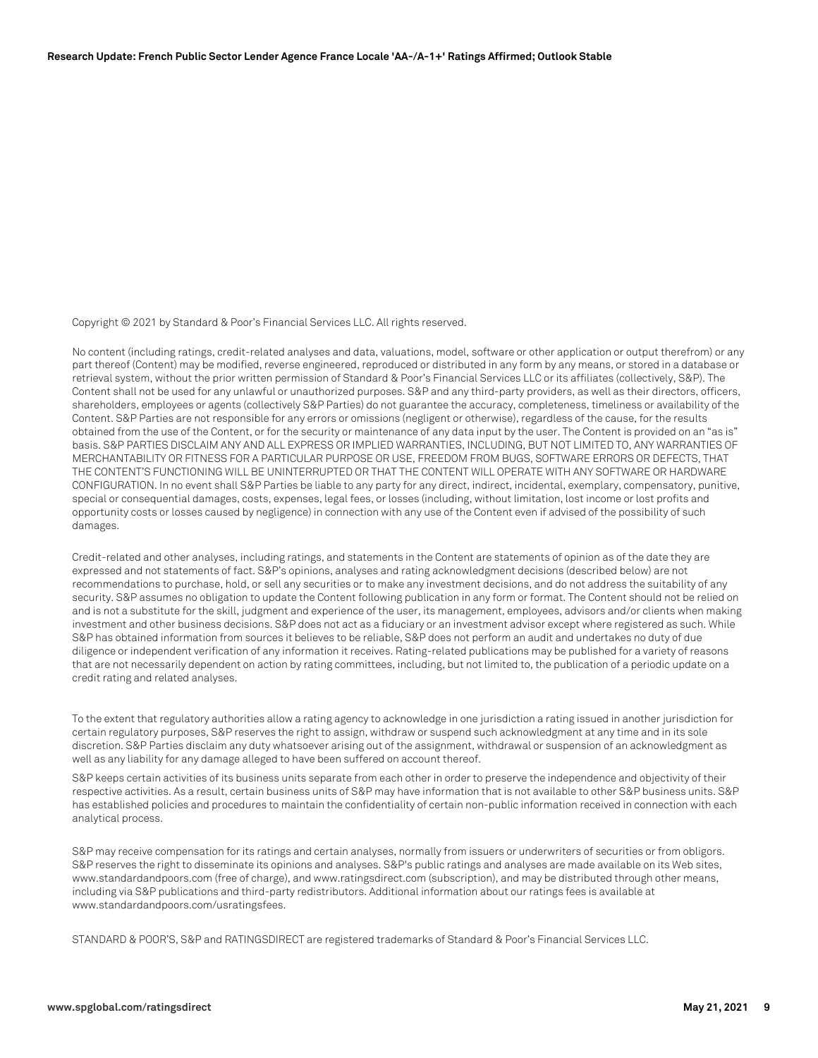Copyright © 2021 by Standard & Poor's Financial Services LLC. All rights reserved.

No content (including ratings, credit-related analyses and data, valuations, model, software or other application or output therefrom) or any part thereof (Content) may be modified, reverse engineered, reproduced or distributed in any form by any means, or stored in a database or retrieval system, without the prior written permission of Standard & Poor's Financial Services LLC or its affiliates (collectively, S&P). The Content shall not be used for any unlawful or unauthorized purposes. S&P and any third-party providers, as well as their directors, officers, shareholders, employees or agents (collectively S&P Parties) do not guarantee the accuracy, completeness, timeliness or availability of the Content. S&P Parties are not responsible for any errors or omissions (negligent or otherwise), regardless of the cause, for the results obtained from the use of the Content, or for the security or maintenance of any data input by the user. The Content is provided on an "as is" basis. S&P PARTIES DISCLAIM ANY AND ALL EXPRESS OR IMPLIED WARRANTIES, INCLUDING, BUT NOT LIMITED TO, ANY WARRANTIES OF MERCHANTABILITY OR FITNESS FOR A PARTICULAR PURPOSE OR USE, FREEDOM FROM BUGS, SOFTWARE ERRORS OR DEFECTS, THAT THE CONTENT'S FUNCTIONING WILL BE UNINTERRUPTED OR THAT THE CONTENT WILL OPERATE WITH ANY SOFTWARE OR HARDWARE CONFIGURATION. In no event shall S&P Parties be liable to any party for any direct, indirect, incidental, exemplary, compensatory, punitive, special or consequential damages, costs, expenses, legal fees, or losses (including, without limitation, lost income or lost profits and opportunity costs or losses caused by negligence) in connection with any use of the Content even if advised of the possibility of such damages.

Credit-related and other analyses, including ratings, and statements in the Content are statements of opinion as of the date they are expressed and not statements of fact. S&P's opinions, analyses and rating acknowledgment decisions (described below) are not recommendations to purchase, hold, or sell any securities or to make any investment decisions, and do not address the suitability of any security. S&P assumes no obligation to update the Content following publication in any form or format. The Content should not be relied on and is not a substitute for the skill, judgment and experience of the user, its management, employees, advisors and/or clients when making investment and other business decisions. S&P does not act as a fiduciary or an investment advisor except where registered as such. While S&P has obtained information from sources it believes to be reliable, S&P does not perform an audit and undertakes no duty of due diligence or independent verification of any information it receives. Rating-related publications may be published for a variety of reasons that are not necessarily dependent on action by rating committees, including, but not limited to, the publication of a periodic update on a credit rating and related analyses.

To the extent that regulatory authorities allow a rating agency to acknowledge in one jurisdiction a rating issued in another jurisdiction for certain regulatory purposes, S&P reserves the right to assign, withdraw or suspend such acknowledgment at any time and in its sole discretion. S&P Parties disclaim any duty whatsoever arising out of the assignment, withdrawal or suspension of an acknowledgment as well as any liability for any damage alleged to have been suffered on account thereof.

S&P keeps certain activities of its business units separate from each other in order to preserve the independence and objectivity of their respective activities. As a result, certain business units of S&P may have information that is not available to other S&P business units. S&P has established policies and procedures to maintain the confidentiality of certain non-public information received in connection with each analytical process.

S&P may receive compensation for its ratings and certain analyses, normally from issuers or underwriters of securities or from obligors. S&P reserves the right to disseminate its opinions and analyses. S&P's public ratings and analyses are made available on its Web sites, www.standardandpoors.com (free of charge), and www.ratingsdirect.com (subscription), and may be distributed through other means, including via S&P publications and third-party redistributors. Additional information about our ratings fees is available at www.standardandpoors.com/usratingsfees.

STANDARD & POOR'S, S&P and RATINGSDIRECT are registered trademarks of Standard & Poor's Financial Services LLC.